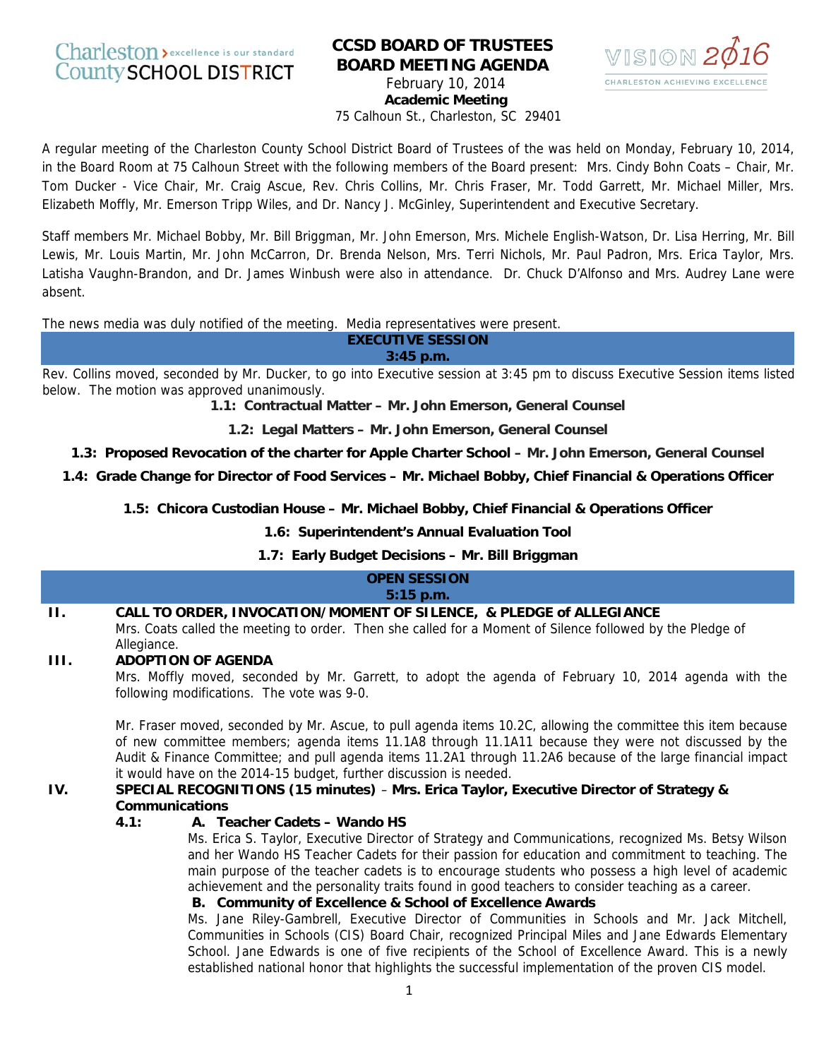Charleston County SCHOOL DISTRICT > excellence is our standard

# CCSD BOARD OF TRUSTEES BOARD MEETING AGENDA

February 10, 2014
**Academic Meeting**
75 Calhoun St., Charleston, SC 29401

VISION 2016 CHARLESTON ACHIEVING EXCELLENCE

A regular meeting of the Charleston County School District Board of Trustees of the was held on Monday, February 10, 2014, in the Board Room at 75 Calhoun Street with the following members of the Board present: Mrs. Cindy Bohn Coats – Chair, Mr. Tom Ducker - Vice Chair, Mr. Craig Ascue, Rev. Chris Collins, Mr. Chris Fraser, Mr. Todd Garrett, Mr. Michael Miller, Mrs. Elizabeth Moffly, Mr. Emerson Tripp Wiles, and Dr. Nancy J. McGinley, Superintendent and Executive Secretary.

Staff members Mr. Michael Bobby, Mr. Bill Briggman, Mr. John Emerson, Mrs. Michele English-Watson, Dr. Lisa Herring, Mr. Bill Lewis, Mr. Louis Martin, Mr. John McCarron, Dr. Brenda Nelson, Mrs. Terri Nichols, Mr. Paul Padron, Mrs. Erica Taylor, Mrs. Latisha Vaughn-Brandon, and Dr. James Winbush were also in attendance. Dr. Chuck D'Alfonso and Mrs. Audrey Lane were absent.

The news media was duly notified of the meeting. Media representatives were present.

## EXECUTIVE SESSION
**3:45 p.m.**

Rev. Collins moved, seconded by Mr. Ducker, to go into Executive session at 3:45 pm to discuss Executive Session items listed below. The motion was approved unanimously.

**1.1: Contractual Matter – Mr. John Emerson, General Counsel**

**1.2: Legal Matters – Mr. John Emerson, General Counsel**

**1.3: Proposed Revocation of the charter for Apple Charter School – Mr. John Emerson, General Counsel**

**1.4: Grade Change for Director of Food Services – Mr. Michael Bobby, Chief Financial & Operations Officer**

**1.5: Chicora Custodian House – Mr. Michael Bobby, Chief Financial & Operations Officer**

**1.6: Superintendent's Annual Evaluation Tool**

**1.7: Early Budget Decisions – Mr. Bill Briggman**

## OPEN SESSION
**5:15 p.m.**

**II. CALL TO ORDER, INVOCATION/MOMENT OF SILENCE, & PLEDGE of ALLEGIANCE**

Mrs. Coats called the meeting to order. Then she called for a Moment of Silence followed by the Pledge of Allegiance.

**III. ADOPTION OF AGENDA**

Mrs. Moffly moved, seconded by Mr. Garrett, to adopt the agenda of February 10, 2014 agenda with the following modifications. The vote was 9-0.

Mr. Fraser moved, seconded by Mr. Ascue, to pull agenda items 10.2C, allowing the committee this item because of new committee members; agenda items 11.1A8 through 11.1A11 because they were not discussed by the Audit & Finance Committee; and pull agenda items 11.2A1 through 11.2A6 because of the large financial impact it would have on the 2014-15 budget, further discussion is needed.

**IV. SPECIAL RECOGNITIONS (15 minutes)** – **Mrs. Erica Taylor, Executive Director of Strategy & Communications**

**4.1: A. Teacher Cadets – Wando HS**

Ms. Erica S. Taylor, Executive Director of Strategy and Communications, recognized Ms. Betsy Wilson and her Wando HS Teacher Cadets for their passion for education and commitment to teaching. The main purpose of the teacher cadets is to encourage students who possess a high level of academic achievement and the personality traits found in good teachers to consider teaching as a career.

**B. Community of Excellence & School of Excellence Awards**

Ms. Jane Riley-Gambrell, Executive Director of Communities in Schools and Mr. Jack Mitchell, Communities in Schools (CIS) Board Chair, recognized Principal Miles and Jane Edwards Elementary School. Jane Edwards is one of five recipients of the School of Excellence Award. This is a newly established national honor that highlights the successful implementation of the proven CIS model.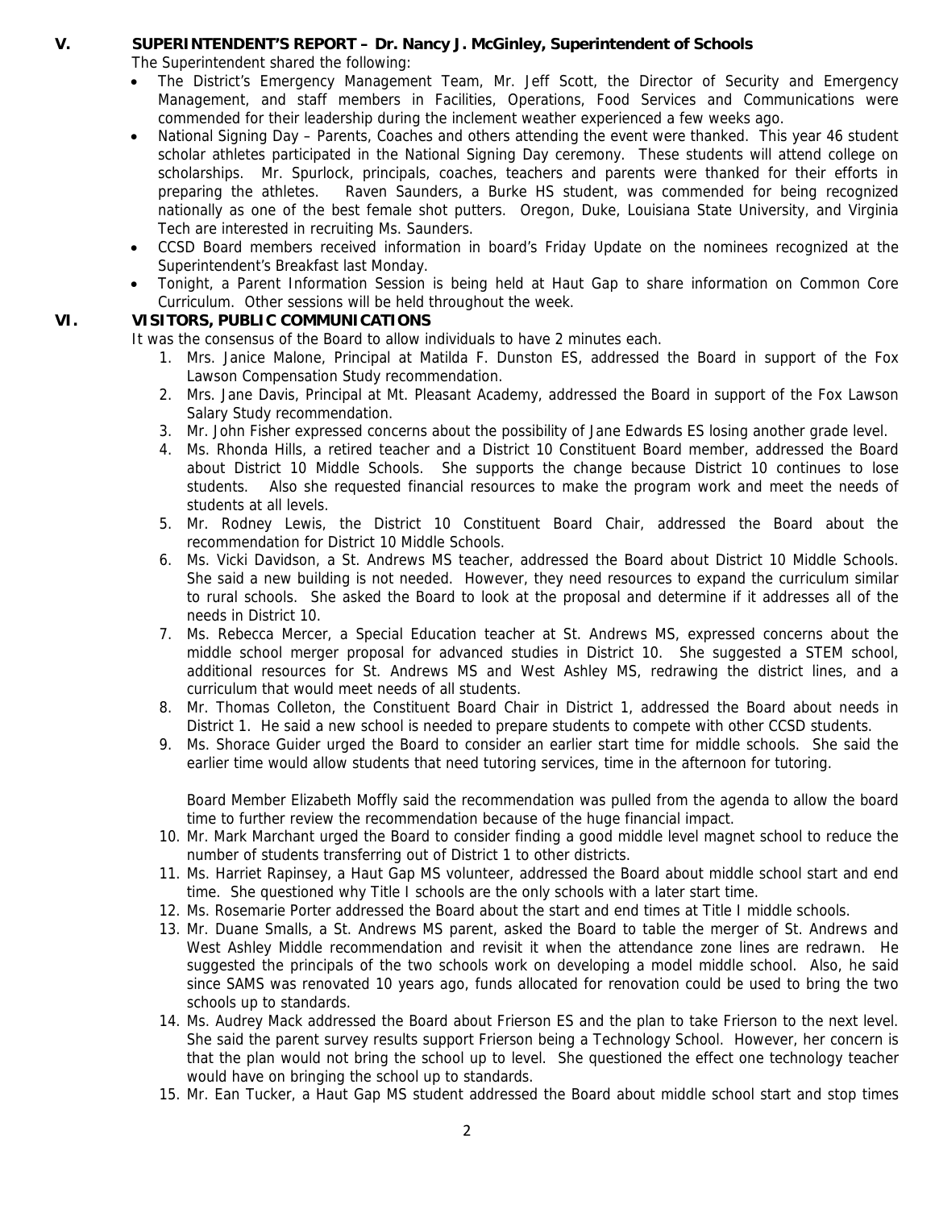## V. SUPERINTENDENT'S REPORT – Dr. Nancy J. McGinley, Superintendent of Schools

The Superintendent shared the following:

- The District's Emergency Management Team, Mr. Jeff Scott, the Director of Security and Emergency Management, and staff members in Facilities, Operations, Food Services and Communications were commended for their leadership during the inclement weather experienced a few weeks ago.
- National Signing Day – Parents, Coaches and others attending the event were thanked. This year 46 student scholar athletes participated in the National Signing Day ceremony. These students will attend college on scholarships. Mr. Spurlock, principals, coaches, teachers and parents were thanked for their efforts in preparing the athletes. Raven Saunders, a Burke HS student, was commended for being recognized nationally as one of the best female shot putters. Oregon, Duke, Louisiana State University, and Virginia Tech are interested in recruiting Ms. Saunders.
- CCSD Board members received information in board's Friday Update on the nominees recognized at the Superintendent's Breakfast last Monday.
- Tonight, a Parent Information Session is being held at Haut Gap to share information on Common Core Curriculum. Other sessions will be held throughout the week.

## VI. VISITORS, PUBLIC COMMUNICATIONS

It was the consensus of the Board to allow individuals to have 2 minutes each.

1. Mrs. Janice Malone, Principal at Matilda F. Dunston ES, addressed the Board in support of the Fox Lawson Compensation Study recommendation.
2. Mrs. Jane Davis, Principal at Mt. Pleasant Academy, addressed the Board in support of the Fox Lawson Salary Study recommendation.
3. Mr. John Fisher expressed concerns about the possibility of Jane Edwards ES losing another grade level.
4. Ms. Rhonda Hills, a retired teacher and a District 10 Constituent Board member, addressed the Board about District 10 Middle Schools. She supports the change because District 10 continues to lose students. Also she requested financial resources to make the program work and meet the needs of students at all levels.
5. Mr. Rodney Lewis, the District 10 Constituent Board Chair, addressed the Board about the recommendation for District 10 Middle Schools.
6. Ms. Vicki Davidson, a St. Andrews MS teacher, addressed the Board about District 10 Middle Schools. She said a new building is not needed. However, they need resources to expand the curriculum similar to rural schools. She asked the Board to look at the proposal and determine if it addresses all of the needs in District 10.
7. Ms. Rebecca Mercer, a Special Education teacher at St. Andrews MS, expressed concerns about the middle school merger proposal for advanced studies in District 10. She suggested a STEM school, additional resources for St. Andrews MS and West Ashley MS, redrawing the district lines, and a curriculum that would meet needs of all students.
8. Mr. Thomas Colleton, the Constituent Board Chair in District 1, addressed the Board about needs in District 1. He said a new school is needed to prepare students to compete with other CCSD students.
9. Ms. Shorace Guider urged the Board to consider an earlier start time for middle schools. She said the earlier time would allow students that need tutoring services, time in the afternoon for tutoring.

   Board Member Elizabeth Moffly said the recommendation was pulled from the agenda to allow the board time to further review the recommendation because of the huge financial impact.

10. Mr. Mark Marchant urged the Board to consider finding a good middle level magnet school to reduce the number of students transferring out of District 1 to other districts.
11. Ms. Harriet Rapinsey, a Haut Gap MS volunteer, addressed the Board about middle school start and end time. She questioned why Title I schools are the only schools with a later start time.
12. Ms. Rosemarie Porter addressed the Board about the start and end times at Title I middle schools.
13. Mr. Duane Smalls, a St. Andrews MS parent, asked the Board to table the merger of St. Andrews and West Ashley Middle recommendation and revisit it when the attendance zone lines are redrawn. He suggested the principals of the two schools work on developing a model middle school. Also, he said since SAMS was renovated 10 years ago, funds allocated for renovation could be used to bring the two schools up to standards.
14. Ms. Audrey Mack addressed the Board about Frierson ES and the plan to take Frierson to the next level. She said the parent survey results support Frierson being a Technology School. However, her concern is that the plan would not bring the school up to level. She questioned the effect one technology teacher would have on bringing the school up to standards.
15. Mr. Ean Tucker, a Haut Gap MS student addressed the Board about middle school start and stop times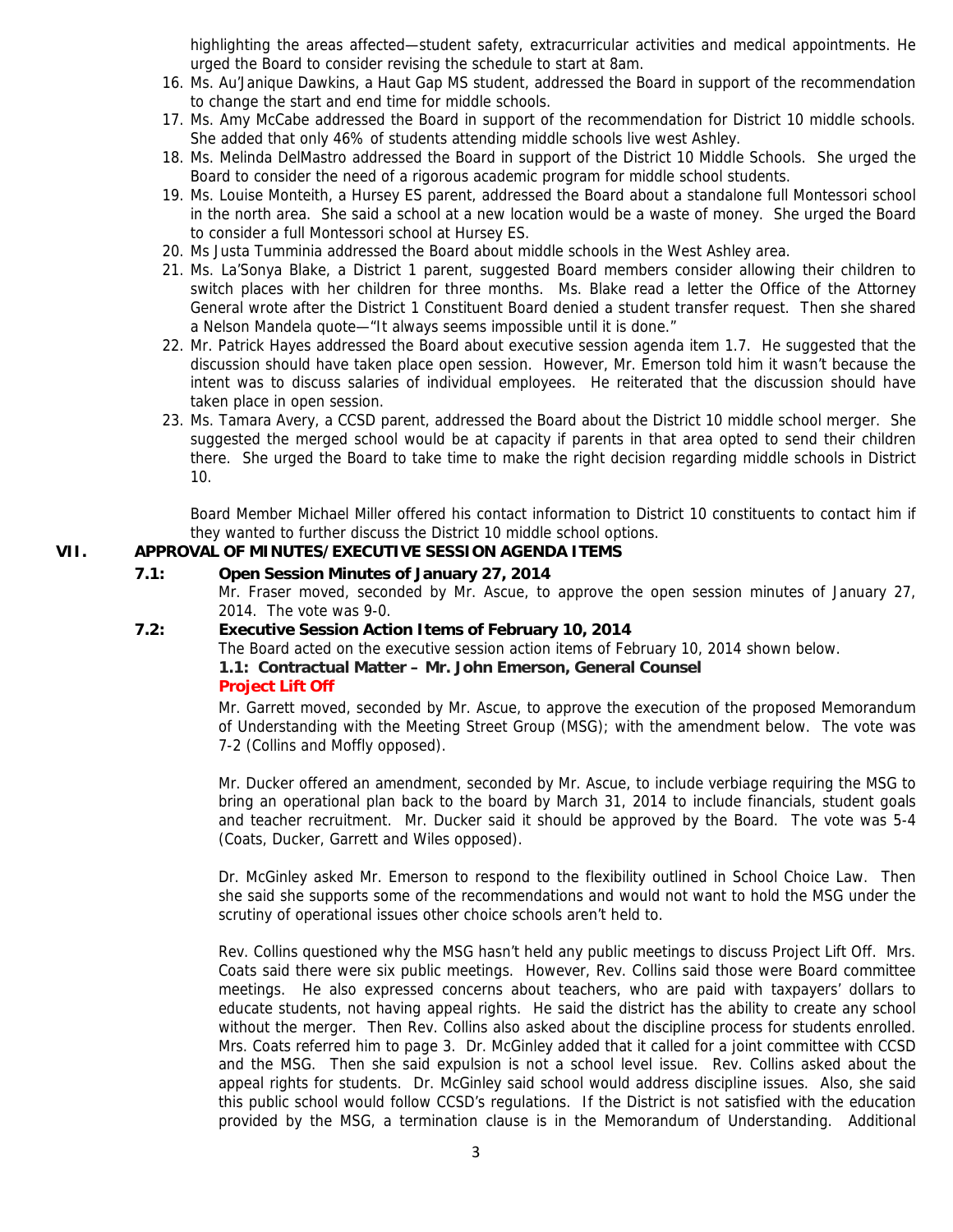highlighting the areas affected—student safety, extracurricular activities and medical appointments. He urged the Board to consider revising the schedule to start at 8am.

16. Ms. Au'Janique Dawkins, a Haut Gap MS student, addressed the Board in support of the recommendation to change the start and end time for middle schools.
17. Ms. Amy McCabe addressed the Board in support of the recommendation for District 10 middle schools. She added that only 46% of students attending middle schools live west Ashley.
18. Ms. Melinda DelMastro addressed the Board in support of the District 10 Middle Schools. She urged the Board to consider the need of a rigorous academic program for middle school students.
19. Ms. Louise Monteith, a Hursey ES parent, addressed the Board about a standalone full Montessori school in the north area. She said a school at a new location would be a waste of money. She urged the Board to consider a full Montessori school at Hursey ES.
20. Ms Justa Tumminia addressed the Board about middle schools in the West Ashley area.
21. Ms. La'Sonya Blake, a District 1 parent, suggested Board members consider allowing their children to switch places with her children for three months. Ms. Blake read a letter the Office of the Attorney General wrote after the District 1 Constituent Board denied a student transfer request. Then she shared a Nelson Mandela quote—"It always seems impossible until it is done."
22. Mr. Patrick Hayes addressed the Board about executive session agenda item 1.7. He suggested that the discussion should have taken place open session. However, Mr. Emerson told him it wasn't because the intent was to discuss salaries of individual employees. He reiterated that the discussion should have taken place in open session.
23. Ms. Tamara Avery, a CCSD parent, addressed the Board about the District 10 middle school merger. She suggested the merged school would be at capacity if parents in that area opted to send their children there. She urged the Board to take time to make the right decision regarding middle schools in District 10.

Board Member Michael Miller offered his contact information to District 10 constituents to contact him if they wanted to further discuss the District 10 middle school options.

## VII. APPROVAL OF MINUTES/EXECUTIVE SESSION AGENDA ITEMS

### 7.1: Open Session Minutes of January 27, 2014

Mr. Fraser moved, seconded by Mr. Ascue, to approve the open session minutes of January 27, 2014. The vote was 9-0.

### 7.2: Executive Session Action Items of February 10, 2014

The Board acted on the executive session action items of February 10, 2014 shown below.

**1.1: Contractual Matter – Mr. John Emerson, General Counsel**

**Project Lift Off**

Mr. Garrett moved, seconded by Mr. Ascue, to approve the execution of the proposed Memorandum of Understanding with the Meeting Street Group (MSG); with the amendment below. The vote was 7-2 (Collins and Moffly opposed).

Mr. Ducker offered an amendment, seconded by Mr. Ascue, to include verbiage requiring the MSG to bring an operational plan back to the board by March 31, 2014 to include financials, student goals and teacher recruitment. Mr. Ducker said it should be approved by the Board. The vote was 5-4 (Coats, Ducker, Garrett and Wiles opposed).

Dr. McGinley asked Mr. Emerson to respond to the flexibility outlined in School Choice Law. Then she said she supports some of the recommendations and would not want to hold the MSG under the scrutiny of operational issues other choice schools aren't held to.

Rev. Collins questioned why the MSG hasn't held any public meetings to discuss Project Lift Off. Mrs. Coats said there were six public meetings. However, Rev. Collins said those were Board committee meetings. He also expressed concerns about teachers, who are paid with taxpayers' dollars to educate students, not having appeal rights. He said the district has the ability to create any school without the merger. Then Rev. Collins also asked about the discipline process for students enrolled. Mrs. Coats referred him to page 3. Dr. McGinley added that it called for a joint committee with CCSD and the MSG. Then she said expulsion is not a school level issue. Rev. Collins asked about the appeal rights for students. Dr. McGinley said school would address discipline issues. Also, she said this public school would follow CCSD's regulations. If the District is not satisfied with the education provided by the MSG, a termination clause is in the Memorandum of Understanding. Additional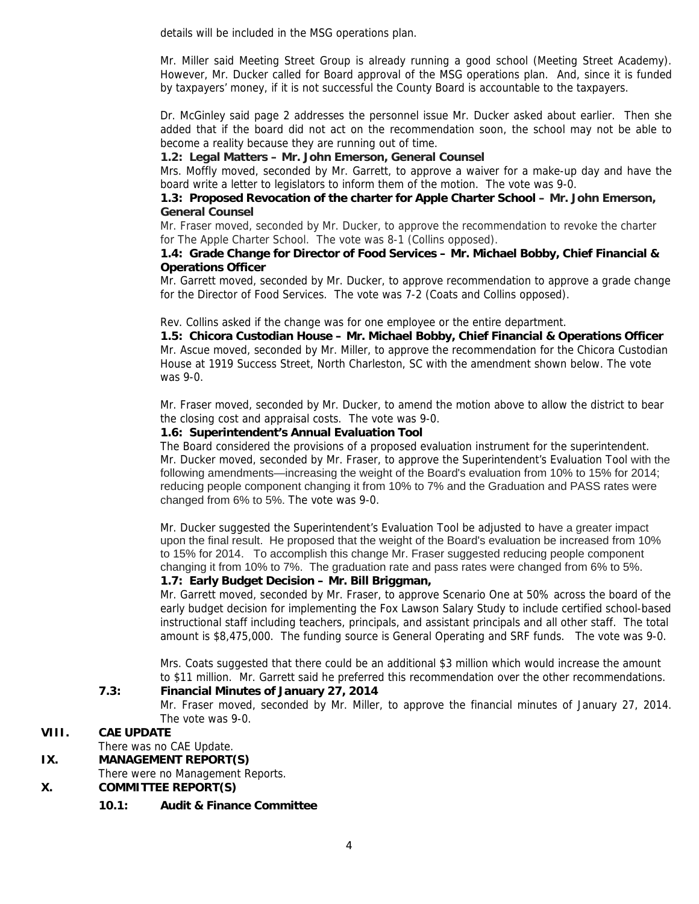details will be included in the MSG operations plan.

Mr. Miller said Meeting Street Group is already running a good school (Meeting Street Academy). However, Mr. Ducker called for Board approval of the MSG operations plan. And, since it is funded by taxpayers' money, if it is not successful the County Board is accountable to the taxpayers.

Dr. McGinley said page 2 addresses the personnel issue Mr. Ducker asked about earlier. Then she added that if the board did not act on the recommendation soon, the school may not be able to become a reality because they are running out of time.

**1.2: Legal Matters – Mr. John Emerson, General Counsel**

Mrs. Moffly moved, seconded by Mr. Garrett, to approve a waiver for a make-up day and have the board write a letter to legislators to inform them of the motion. The vote was 9-0.

**1.3: Proposed Revocation of the charter for Apple Charter School – Mr. John Emerson, General Counsel**

Mr. Fraser moved, seconded by Mr. Ducker, to approve the recommendation to revoke the charter for The Apple Charter School. The vote was 8-1 (Collins opposed).

**1.4: Grade Change for Director of Food Services – Mr. Michael Bobby, Chief Financial & Operations Officer**

Mr. Garrett moved, seconded by Mr. Ducker, to approve recommendation to approve a grade change for the Director of Food Services. The vote was 7-2 (Coats and Collins opposed).

Rev. Collins asked if the change was for one employee or the entire department.

**1.5: Chicora Custodian House – Mr. Michael Bobby, Chief Financial & Operations Officer**

Mr. Ascue moved, seconded by Mr. Miller, to approve the recommendation for the Chicora Custodian House at 1919 Success Street, North Charleston, SC with the amendment shown below. The vote was 9-0.

Mr. Fraser moved, seconded by Mr. Ducker, to amend the motion above to allow the district to bear the closing cost and appraisal costs. The vote was 9-0.

**1.6: Superintendent's Annual Evaluation Tool**

The Board considered the provisions of a proposed evaluation instrument for the superintendent. Mr. Ducker moved, seconded by Mr. Fraser, to approve the Superintendent's Evaluation Tool with the following amendments—increasing the weight of the Board's evaluation from 10% to 15% for 2014; reducing people component changing it from 10% to 7% and the Graduation and PASS rates were changed from 6% to 5%. The vote was 9-0.

Mr. Ducker suggested the Superintendent's Evaluation Tool be adjusted to have a greater impact upon the final result. He proposed that the weight of the Board's evaluation be increased from 10% to 15% for 2014. To accomplish this change Mr. Fraser suggested reducing people component changing it from 10% to 7%. The graduation rate and pass rates were changed from 6% to 5%.

**1.7: Early Budget Decision – Mr. Bill Briggman,**

Mr. Garrett moved, seconded by Mr. Fraser, to approve Scenario One at 50% across the board of the early budget decision for implementing the Fox Lawson Salary Study to include certified school-based instructional staff including teachers, principals, and assistant principals and all other staff. The total amount is $8,475,000. The funding source is General Operating and SRF funds. The vote was 9-0.

Mrs. Coats suggested that there could be an additional $3 million which would increase the amount to $11 million. Mr. Garrett said he preferred this recommendation over the other recommendations.

**7.3: Financial Minutes of January 27, 2014**

Mr. Fraser moved, seconded by Mr. Miller, to approve the financial minutes of January 27, 2014. The vote was 9-0.

## VIII. CAE UPDATE

There was no CAE Update.

## IX. MANAGEMENT REPORT(S)

There were no Management Reports.

## X. COMMITTEE REPORT(S)

**10.1: Audit & Finance Committee**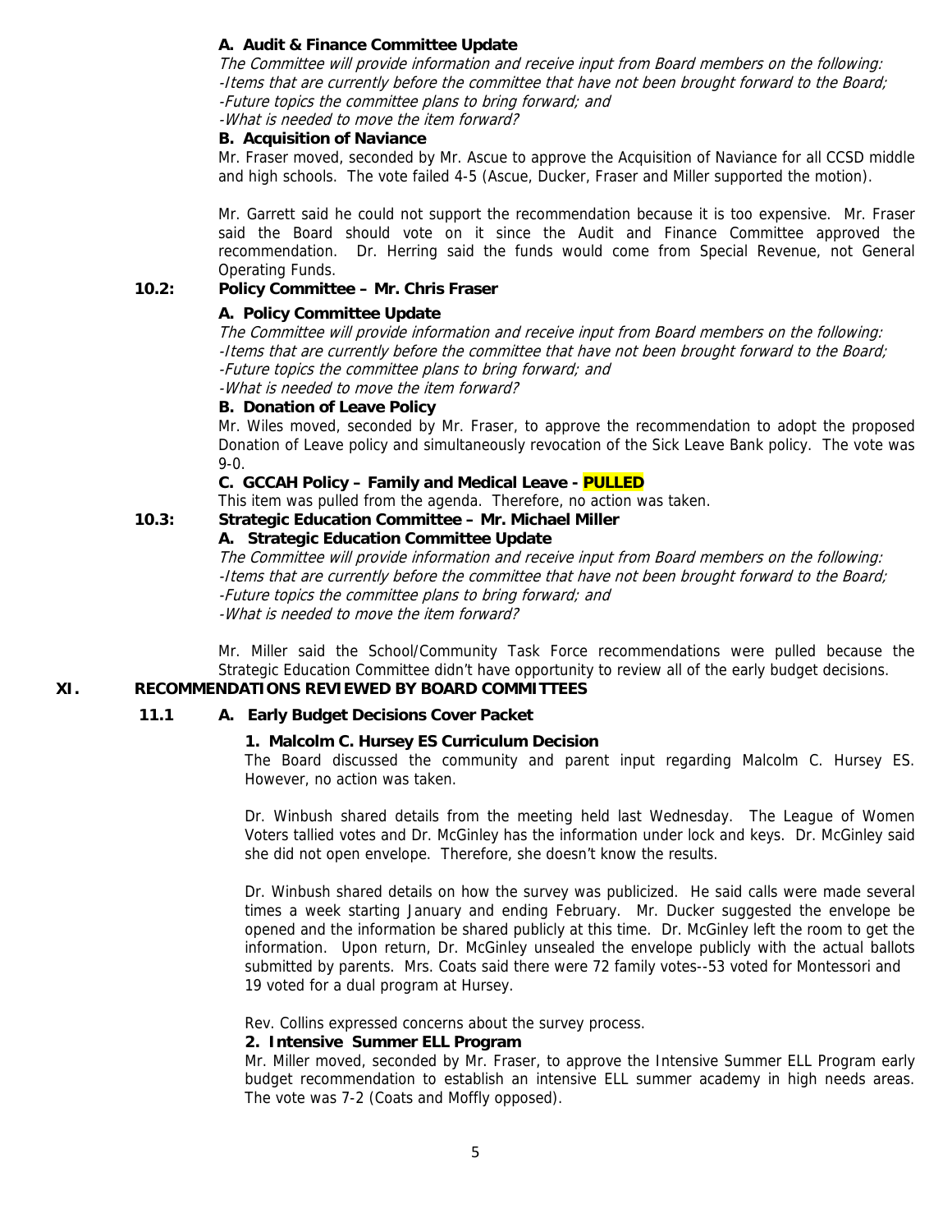**A. Audit & Finance Committee Update**

*The Committee will provide information and receive input from Board members on the following:*
*-Items that are currently before the committee that have not been brought forward to the Board;*
*-Future topics the committee plans to bring forward; and*
*-What is needed to move the item forward?*

**B. Acquisition of Naviance**

Mr. Fraser moved, seconded by Mr. Ascue to approve the Acquisition of Naviance for all CCSD middle and high schools. The vote failed 4-5 (Ascue, Ducker, Fraser and Miller supported the motion).

Mr. Garrett said he could not support the recommendation because it is too expensive. Mr. Fraser said the Board should vote on it since the Audit and Finance Committee approved the recommendation. Dr. Herring said the funds would come from Special Revenue, not General Operating Funds.

**10.2: Policy Committee – Mr. Chris Fraser**

**A. Policy Committee Update**

*The Committee will provide information and receive input from Board members on the following:*
*-Items that are currently before the committee that have not been brought forward to the Board;*
*-Future topics the committee plans to bring forward; and*
*-What is needed to move the item forward?*

**B. Donation of Leave Policy**

Mr. Wiles moved, seconded by Mr. Fraser, to approve the recommendation to adopt the proposed Donation of Leave policy and simultaneously revocation of the Sick Leave Bank policy. The vote was 9-0.

**C. GCCAH Policy – Family and Medical Leave - PULLED**

This item was pulled from the agenda. Therefore, no action was taken.

**10.3: Strategic Education Committee – Mr. Michael Miller**

**A. Strategic Education Committee Update**

*The Committee will provide information and receive input from Board members on the following:*
*-Items that are currently before the committee that have not been brought forward to the Board;*
*-Future topics the committee plans to bring forward; and*
*-What is needed to move the item forward?*

Mr. Miller said the School/Community Task Force recommendations were pulled because the Strategic Education Committee didn't have opportunity to review all of the early budget decisions.

## XI. RECOMMENDATIONS REVIEWED BY BOARD COMMITTEES

**11.1 A. Early Budget Decisions Cover Packet**

**1. Malcolm C. Hursey ES Curriculum Decision**

The Board discussed the community and parent input regarding Malcolm C. Hursey ES. However, no action was taken.

Dr. Winbush shared details from the meeting held last Wednesday. The League of Women Voters tallied votes and Dr. McGinley has the information under lock and keys. Dr. McGinley said she did not open envelope. Therefore, she doesn't know the results.

Dr. Winbush shared details on how the survey was publicized. He said calls were made several times a week starting January and ending February. Mr. Ducker suggested the envelope be opened and the information be shared publicly at this time. Dr. McGinley left the room to get the information. Upon return, Dr. McGinley unsealed the envelope publicly with the actual ballots submitted by parents. Mrs. Coats said there were 72 family votes--53 voted for Montessori and 19 voted for a dual program at Hursey.

Rev. Collins expressed concerns about the survey process.

**2. Intensive Summer ELL Program**

Mr. Miller moved, seconded by Mr. Fraser, to approve the Intensive Summer ELL Program early budget recommendation to establish an intensive ELL summer academy in high needs areas. The vote was 7-2 (Coats and Moffly opposed).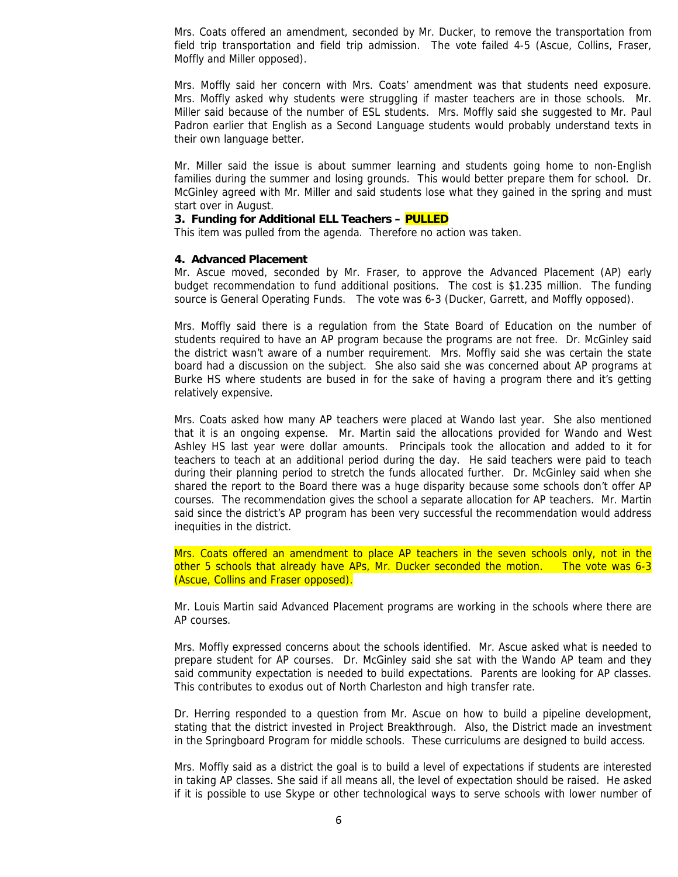Mrs. Coats offered an amendment, seconded by Mr. Ducker, to remove the transportation from field trip transportation and field trip admission. The vote failed 4-5 (Ascue, Collins, Fraser, Moffly and Miller opposed).

Mrs. Moffly said her concern with Mrs. Coats' amendment was that students need exposure. Mrs. Moffly asked why students were struggling if master teachers are in those schools. Mr. Miller said because of the number of ESL students. Mrs. Moffly said she suggested to Mr. Paul Padron earlier that English as a Second Language students would probably understand texts in their own language better.

Mr. Miller said the issue is about summer learning and students going home to non-English families during the summer and losing grounds. This would better prepare them for school. Dr. McGinley agreed with Mr. Miller and said students lose what they gained in the spring and must start over in August.

**3. Funding for Additional ELL Teachers – PULLED**

This item was pulled from the agenda. Therefore no action was taken.

**4. Advanced Placement**

Mr. Ascue moved, seconded by Mr. Fraser, to approve the Advanced Placement (AP) early budget recommendation to fund additional positions. The cost is $1.235 million. The funding source is General Operating Funds. The vote was 6-3 (Ducker, Garrett, and Moffly opposed).

Mrs. Moffly said there is a regulation from the State Board of Education on the number of students required to have an AP program because the programs are not free. Dr. McGinley said the district wasn't aware of a number requirement. Mrs. Moffly said she was certain the state board had a discussion on the subject. She also said she was concerned about AP programs at Burke HS where students are bused in for the sake of having a program there and it's getting relatively expensive.

Mrs. Coats asked how many AP teachers were placed at Wando last year. She also mentioned that it is an ongoing expense. Mr. Martin said the allocations provided for Wando and West Ashley HS last year were dollar amounts. Principals took the allocation and added to it for teachers to teach at an additional period during the day. He said teachers were paid to teach during their planning period to stretch the funds allocated further. Dr. McGinley said when she shared the report to the Board there was a huge disparity because some schools don't offer AP courses. The recommendation gives the school a separate allocation for AP teachers. Mr. Martin said since the district's AP program has been very successful the recommendation would address inequities in the district.

Mrs. Coats offered an amendment to place AP teachers in the seven schools only, not in the other 5 schools that already have APs, Mr. Ducker seconded the motion. The vote was 6-3 (Ascue, Collins and Fraser opposed).

Mr. Louis Martin said Advanced Placement programs are working in the schools where there are AP courses.

Mrs. Moffly expressed concerns about the schools identified. Mr. Ascue asked what is needed to prepare student for AP courses. Dr. McGinley said she sat with the Wando AP team and they said community expectation is needed to build expectations. Parents are looking for AP classes. This contributes to exodus out of North Charleston and high transfer rate.

Dr. Herring responded to a question from Mr. Ascue on how to build a pipeline development, stating that the district invested in Project Breakthrough. Also, the District made an investment in the Springboard Program for middle schools. These curriculums are designed to build access.

Mrs. Moffly said as a district the goal is to build a level of expectations if students are interested in taking AP classes. She said if all means all, the level of expectation should be raised. He asked if it is possible to use Skype or other technological ways to serve schools with lower number of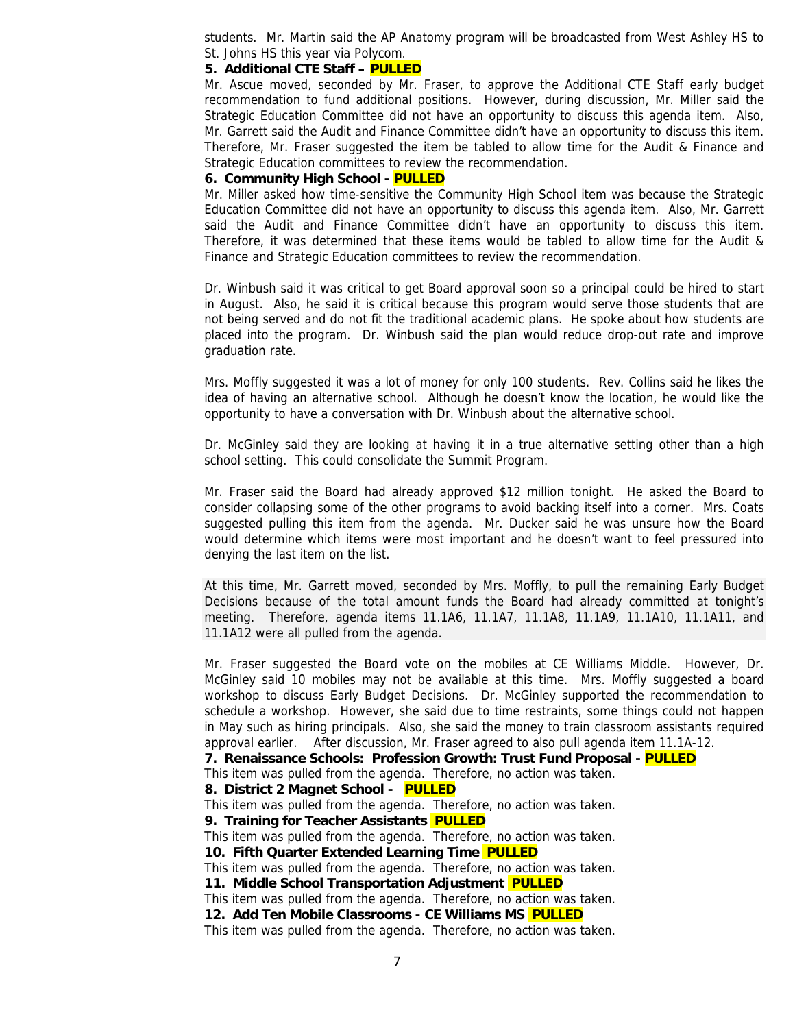students. Mr. Martin said the AP Anatomy program will be broadcasted from West Ashley HS to St. Johns HS this year via Polycom.

**5. Additional CTE Staff – PULLED**

Mr. Ascue moved, seconded by Mr. Fraser, to approve the Additional CTE Staff early budget recommendation to fund additional positions. However, during discussion, Mr. Miller said the Strategic Education Committee did not have an opportunity to discuss this agenda item. Also, Mr. Garrett said the Audit and Finance Committee didn't have an opportunity to discuss this item. Therefore, Mr. Fraser suggested the item be tabled to allow time for the Audit & Finance and Strategic Education committees to review the recommendation.

**6. Community High School - PULLED**

Mr. Miller asked how time-sensitive the Community High School item was because the Strategic Education Committee did not have an opportunity to discuss this agenda item. Also, Mr. Garrett said the Audit and Finance Committee didn't have an opportunity to discuss this item. Therefore, it was determined that these items would be tabled to allow time for the Audit & Finance and Strategic Education committees to review the recommendation.

Dr. Winbush said it was critical to get Board approval soon so a principal could be hired to start in August. Also, he said it is critical because this program would serve those students that are not being served and do not fit the traditional academic plans. He spoke about how students are placed into the program. Dr. Winbush said the plan would reduce drop-out rate and improve graduation rate.

Mrs. Moffly suggested it was a lot of money for only 100 students. Rev. Collins said he likes the idea of having an alternative school. Although he doesn't know the location, he would like the opportunity to have a conversation with Dr. Winbush about the alternative school.

Dr. McGinley said they are looking at having it in a true alternative setting other than a high school setting. This could consolidate the Summit Program.

Mr. Fraser said the Board had already approved $12 million tonight. He asked the Board to consider collapsing some of the other programs to avoid backing itself into a corner. Mrs. Coats suggested pulling this item from the agenda. Mr. Ducker said he was unsure how the Board would determine which items were most important and he doesn't want to feel pressured into denying the last item on the list.

At this time, Mr. Garrett moved, seconded by Mrs. Moffly, to pull the remaining Early Budget Decisions because of the total amount funds the Board had already committed at tonight's meeting. Therefore, agenda items 11.1A6, 11.1A7, 11.1A8, 11.1A9, 11.1A10, 11.1A11, and 11.1A12 were all pulled from the agenda.

Mr. Fraser suggested the Board vote on the mobiles at CE Williams Middle. However, Dr. McGinley said 10 mobiles may not be available at this time. Mrs. Moffly suggested a board workshop to discuss Early Budget Decisions. Dr. McGinley supported the recommendation to schedule a workshop. However, she said due to time restraints, some things could not happen in May such as hiring principals. Also, she said the money to train classroom assistants required approval earlier. After discussion, Mr. Fraser agreed to also pull agenda item 11.1A-12.

**7. Renaissance Schools: Profession Growth: Trust Fund Proposal - PULLED**

This item was pulled from the agenda. Therefore, no action was taken.

**8. District 2 Magnet School - PULLED**

This item was pulled from the agenda. Therefore, no action was taken.

**9. Training for Teacher Assistants PULLED**

This item was pulled from the agenda. Therefore, no action was taken.

**10. Fifth Quarter Extended Learning Time PULLED**

This item was pulled from the agenda. Therefore, no action was taken.

**11. Middle School Transportation Adjustment PULLED**

This item was pulled from the agenda. Therefore, no action was taken.

**12. Add Ten Mobile Classrooms - CE Williams MS PULLED**

This item was pulled from the agenda. Therefore, no action was taken.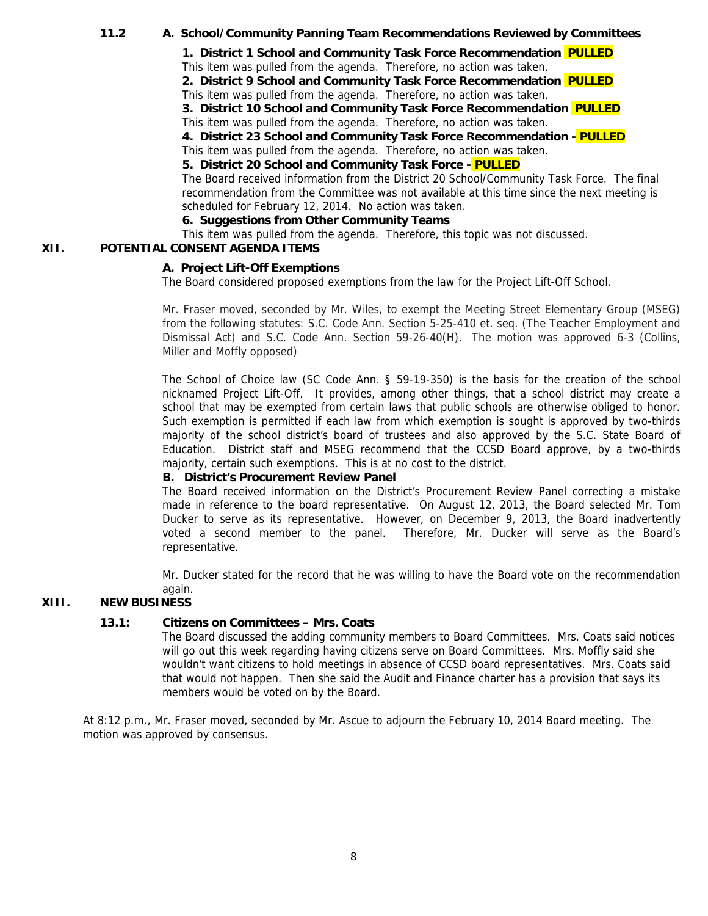**11.2 A. School/Community Panning Team Recommendations Reviewed by Committees**

**1. District 1 School and Community Task Force Recommendation PULLED**

This item was pulled from the agenda. Therefore, no action was taken.

**2. District 9 School and Community Task Force Recommendation PULLED**

This item was pulled from the agenda. Therefore, no action was taken.

**3. District 10 School and Community Task Force Recommendation PULLED**

This item was pulled from the agenda. Therefore, no action was taken.

**4. District 23 School and Community Task Force Recommendation - PULLED**

This item was pulled from the agenda. Therefore, no action was taken.

**5. District 20 School and Community Task Force - PULLED**

The Board received information from the District 20 School/Community Task Force. The final recommendation from the Committee was not available at this time since the next meeting is scheduled for February 12, 2014. No action was taken.

**6. Suggestions from Other Community Teams**

This item was pulled from the agenda. Therefore, this topic was not discussed.

## XII. POTENTIAL CONSENT AGENDA ITEMS

**A. Project Lift-Off Exemptions**

The Board considered proposed exemptions from the law for the Project Lift-Off School.

Mr. Fraser moved, seconded by Mr. Wiles, to exempt the Meeting Street Elementary Group (MSEG) from the following statutes: S.C. Code Ann. Section 5-25-410 et. seq. (The Teacher Employment and Dismissal Act) and S.C. Code Ann. Section 59-26-40(H). The motion was approved 6-3 (Collins, Miller and Moffly opposed)

The School of Choice law (SC Code Ann. § 59-19-350) is the basis for the creation of the school nicknamed Project Lift-Off. It provides, among other things, that a school district may create a school that may be exempted from certain laws that public schools are otherwise obliged to honor. Such exemption is permitted if each law from which exemption is sought is approved by two-thirds majority of the school district's board of trustees and also approved by the S.C. State Board of Education. District staff and MSEG recommend that the CCSD Board approve, by a two-thirds majority, certain such exemptions. This is at no cost to the district.

**B. District's Procurement Review Panel**

The Board received information on the District's Procurement Review Panel correcting a mistake made in reference to the board representative. On August 12, 2013, the Board selected Mr. Tom Ducker to serve as its representative. However, on December 9, 2013, the Board inadvertently voted a second member to the panel. Therefore, Mr. Ducker will serve as the Board's representative.

Mr. Ducker stated for the record that he was willing to have the Board vote on the recommendation again.

## XIII. NEW BUSINESS

**13.1: Citizens on Committees – Mrs. Coats**

The Board discussed the adding community members to Board Committees. Mrs. Coats said notices will go out this week regarding having citizens serve on Board Committees. Mrs. Moffly said she wouldn't want citizens to hold meetings in absence of CCSD board representatives. Mrs. Coats said that would not happen. Then she said the Audit and Finance charter has a provision that says its members would be voted on by the Board.

At 8:12 p.m., Mr. Fraser moved, seconded by Mr. Ascue to adjourn the February 10, 2014 Board meeting. The motion was approved by consensus.